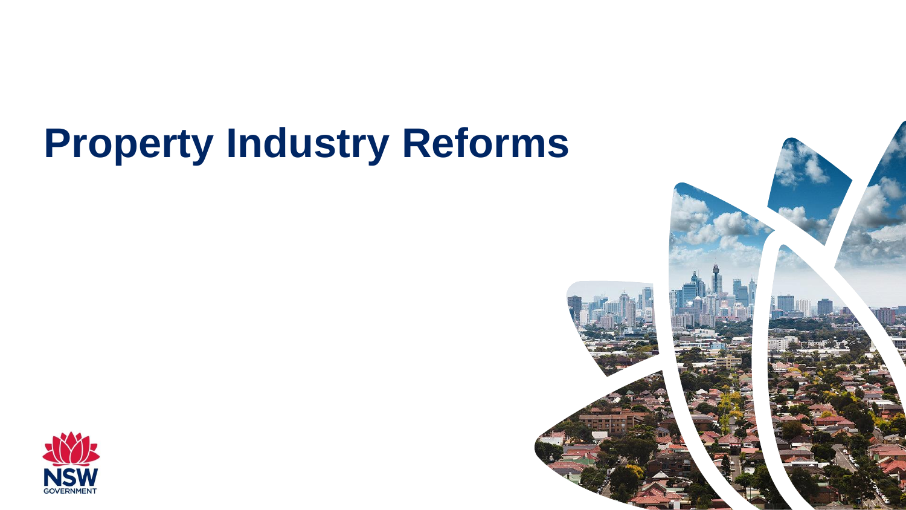# Property Industry Reforms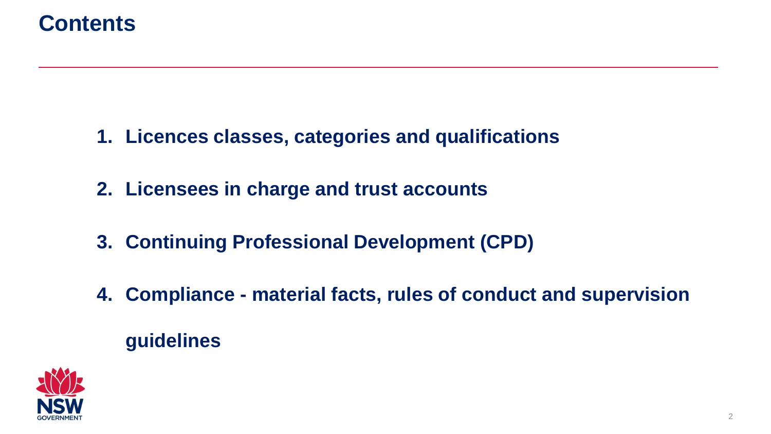# Contents

1. **Licences classes, categories and qualifications**
2. **Licensees in charge and trust accounts**
3. **Continuing Professional Development (CPD)**
4. **Compliance - material facts, rules of conduct and supervision guidelines**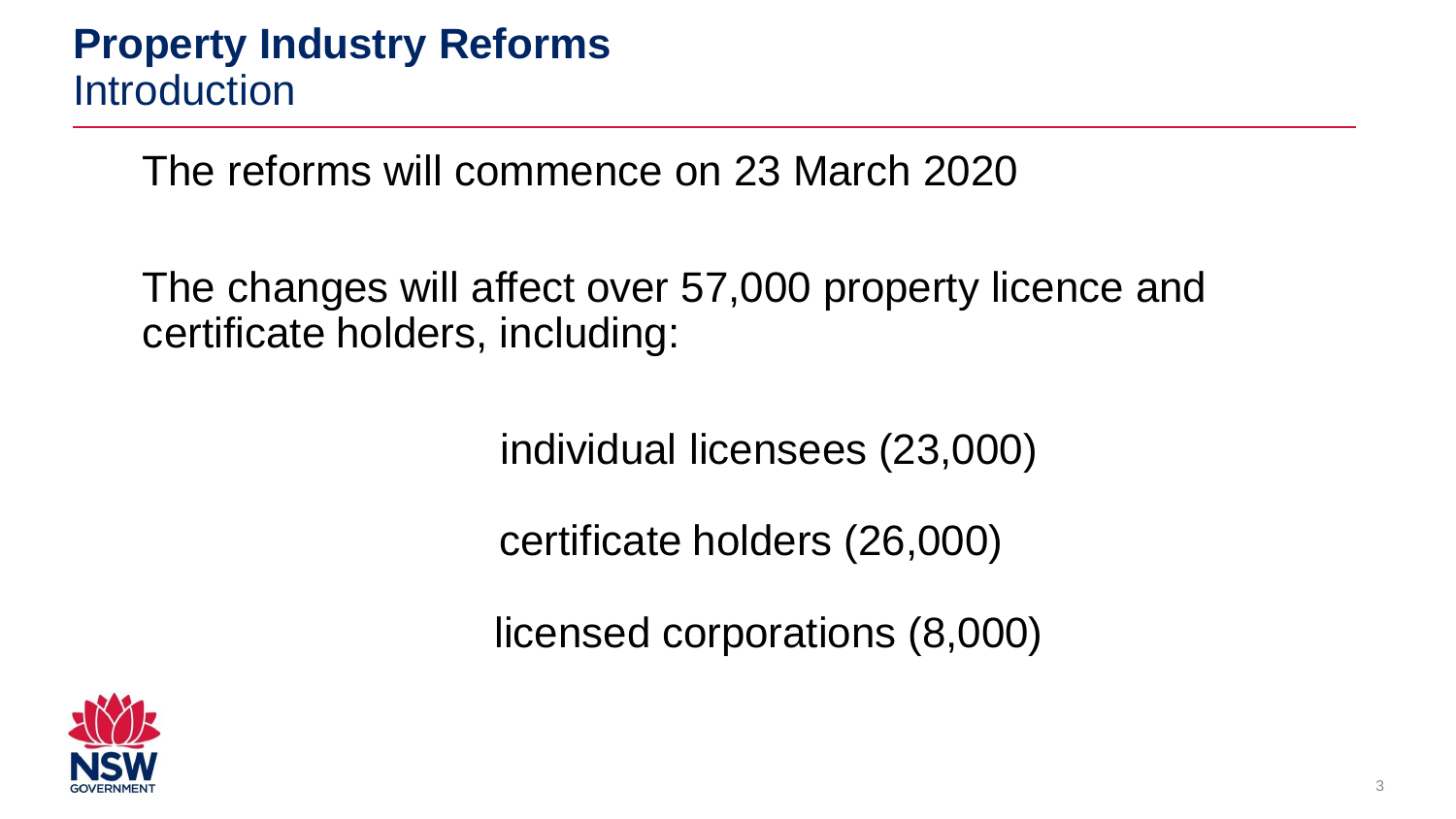# Property Industry Reforms

## Introduction

The reforms will commence on 23 March 2020

The changes will affect over 57,000 property licence and certificate holders, including:

- individual licensees (23,000)
- certificate holders (26,000)
- licensed corporations (8,000)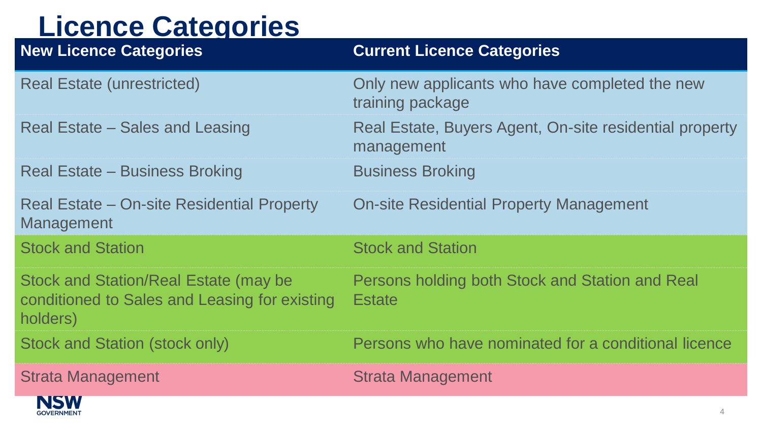# Licence Categories

| New Licence Categories | Current Licence Categories |
| --- | --- |
| Real Estate (unrestricted) | Only new applicants who have completed the new training package |
| Real Estate – Sales and Leasing | Real Estate, Buyers Agent, On-site residential property management |
| Real Estate – Business Broking | Business Broking |
| Real Estate – On-site Residential Property Management | On-site Residential Property Management |
| Stock and Station | Stock and Station |
| Stock and Station/Real Estate (may be conditioned to Sales and Leasing for existing holders) | Persons holding both Stock and Station and Real Estate |
| Stock and Station (stock only) | Persons who have nominated for a conditional licence |
| Strata Management | Strata Management |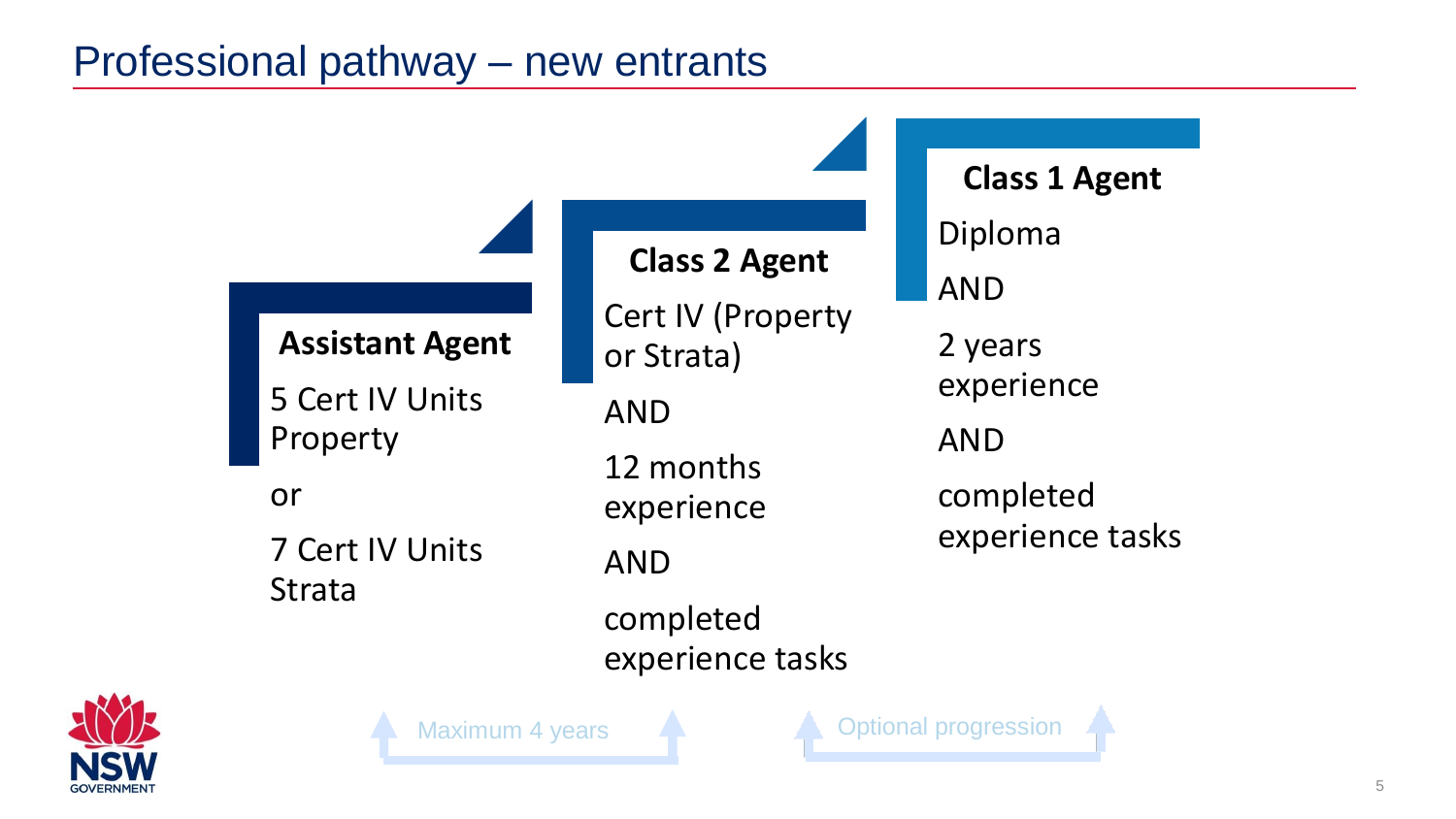# Professional pathway – new entrants

**Assistant Agent**

5 Cert IV Units Property

or

7 Cert IV Units Strata

**Class 2 Agent**

Cert IV (Property or Strata)

AND

12 months experience

AND

completed experience tasks

**Class 1 Agent**

Diploma

AND

2 years experience

AND

completed experience tasks

Maximum 4 years

Optional progression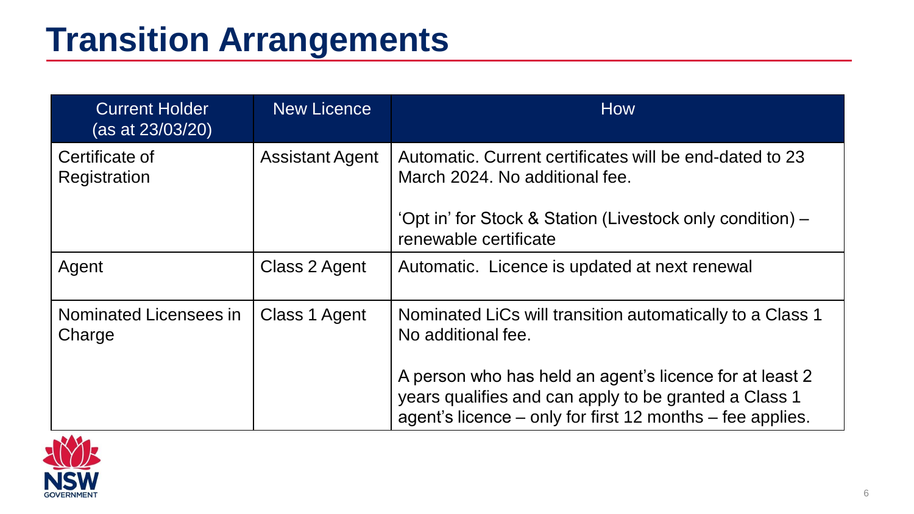# Transition Arrangements

| Current Holder (as at 23/03/20) | New Licence | How |
| --- | --- | --- |
| Certificate of Registration | Assistant Agent | Automatic. Current certificates will be end-dated to 23 March 2024. No additional fee.<br><br>'Opt in' for Stock & Station (Livestock only condition) – renewable certificate |
| Agent | Class 2 Agent | Automatic. Licence is updated at next renewal |
| Nominated Licensees in Charge | Class 1 Agent | Nominated LiCs will transition automatically to a Class 1 No additional fee.<br><br>A person who has held an agent's licence for at least 2 years qualifies and can apply to be granted a Class 1 agent's licence – only for first 12 months – fee applies. |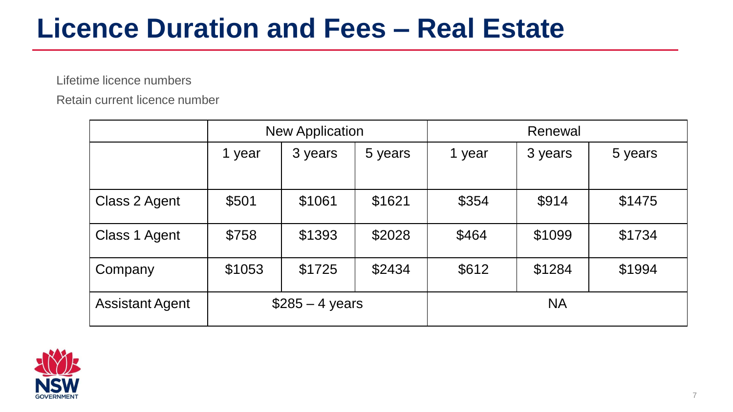# Licence Duration and Fees – Real Estate

Lifetime licence numbers

Retain current licence number

| | New Application | | | Renewal | | |
|---|---|---|---|---|---|---|
| | 1 year | 3 years | 5 years | 1 year | 3 years | 5 years |
| Class 2 Agent | $501 | $1061 | $1621 | $354 | $914 | $1475 |
| Class 1 Agent | $758 | $1393 | $2028 | $464 | $1099 | $1734 |
| Company | $1053 | $1725 | $2434 | $612 | $1284 | $1994 |
| Assistant Agent | $285 – 4 years | | | NA | | |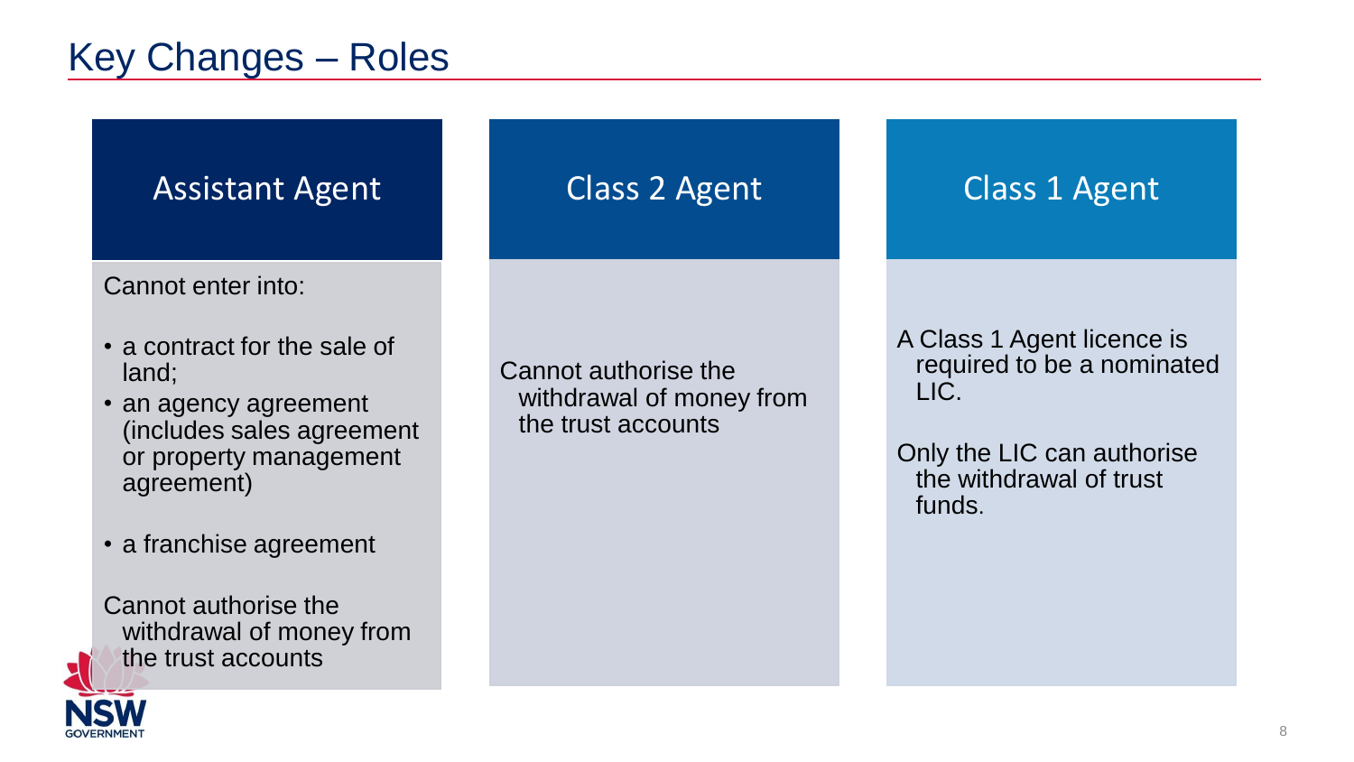# Key Changes – Roles

## Assistant Agent

Cannot enter into:

- a contract for the sale of land;
- an agency agreement (includes sales agreement or property management agreement)
- a franchise agreement

Cannot authorise the withdrawal of money from the trust accounts

## Class 2 Agent

Cannot authorise the withdrawal of money from the trust accounts

## Class 1 Agent

A Class 1 Agent licence is required to be a nominated LIC.

Only the LIC can authorise the withdrawal of trust funds.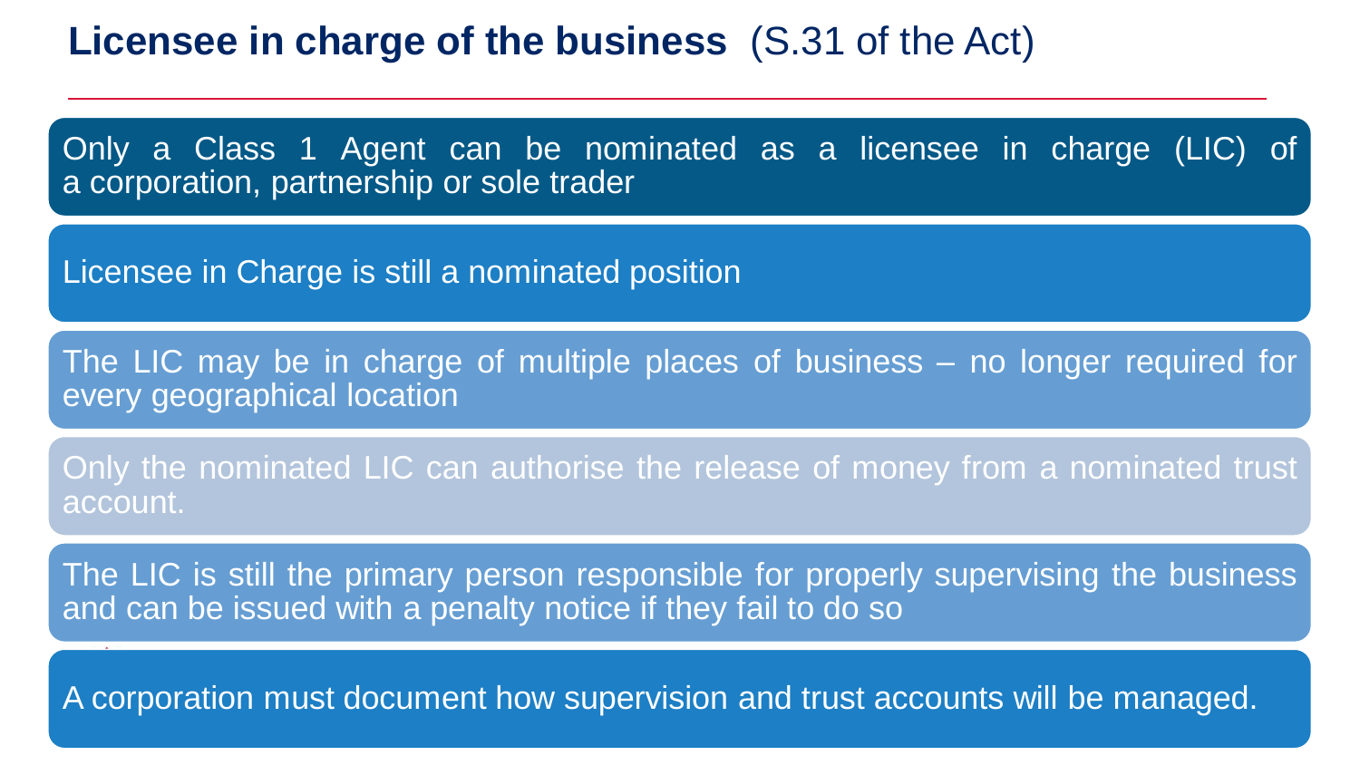# **Licensee in charge of the business** (S.31 of the Act)

- Only a Class 1 Agent can be nominated as a licensee in charge (LIC) of a corporation, partnership or sole trader
- Licensee in Charge is still a nominated position
- The LIC may be in charge of multiple places of business – no longer required for every geographical location
- Only the nominated LIC can authorise the release of money from a nominated trust account.
- The LIC is still the primary person responsible for properly supervising the business and can be issued with a penalty notice if they fail to do so
- A corporation must document how supervision and trust accounts will be managed.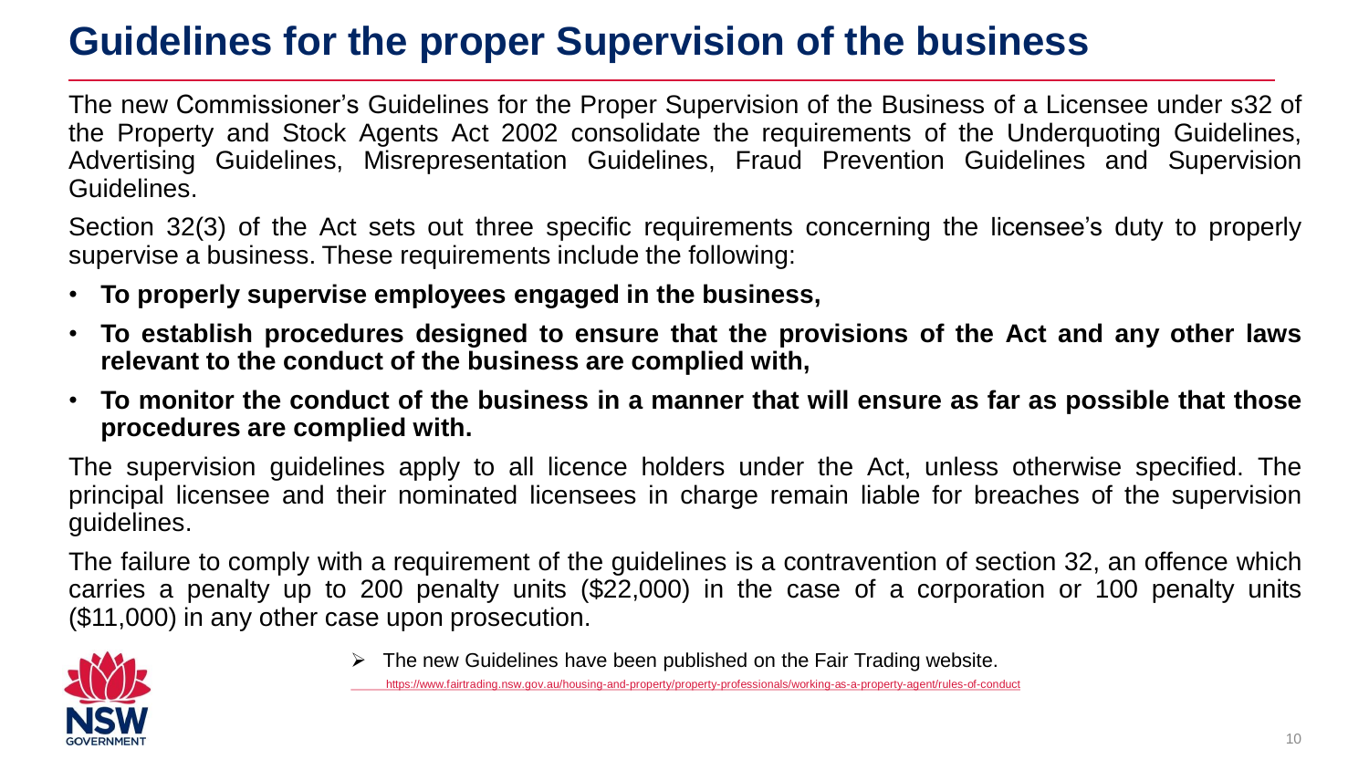# Guidelines for the proper Supervision of the business

The new Commissioner's Guidelines for the Proper Supervision of the Business of a Licensee under s32 of the Property and Stock Agents Act 2002 consolidate the requirements of the Underquoting Guidelines, Advertising Guidelines, Misrepresentation Guidelines, Fraud Prevention Guidelines and Supervision Guidelines.

Section 32(3) of the Act sets out three specific requirements concerning the licensee's duty to properly supervise a business. These requirements include the following:

- **To properly supervise employees engaged in the business,**
- **To establish procedures designed to ensure that the provisions of the Act and any other laws relevant to the conduct of the business are complied with,**
- **To monitor the conduct of the business in a manner that will ensure as far as possible that those procedures are complied with.**

The supervision guidelines apply to all licence holders under the Act, unless otherwise specified. The principal licensee and their nominated licensees in charge remain liable for breaches of the supervision guidelines.

The failure to comply with a requirement of the guidelines is a contravention of section 32, an offence which carries a penalty up to 200 penalty units ($22,000) in the case of a corporation or 100 penalty units ($11,000) in any other case upon prosecution.

- The new Guidelines have been published on the Fair Trading website.

  https://www.fairtrading.nsw.gov.au/housing-and-property/property-professionals/working-as-a-property-agent/rules-of-conduct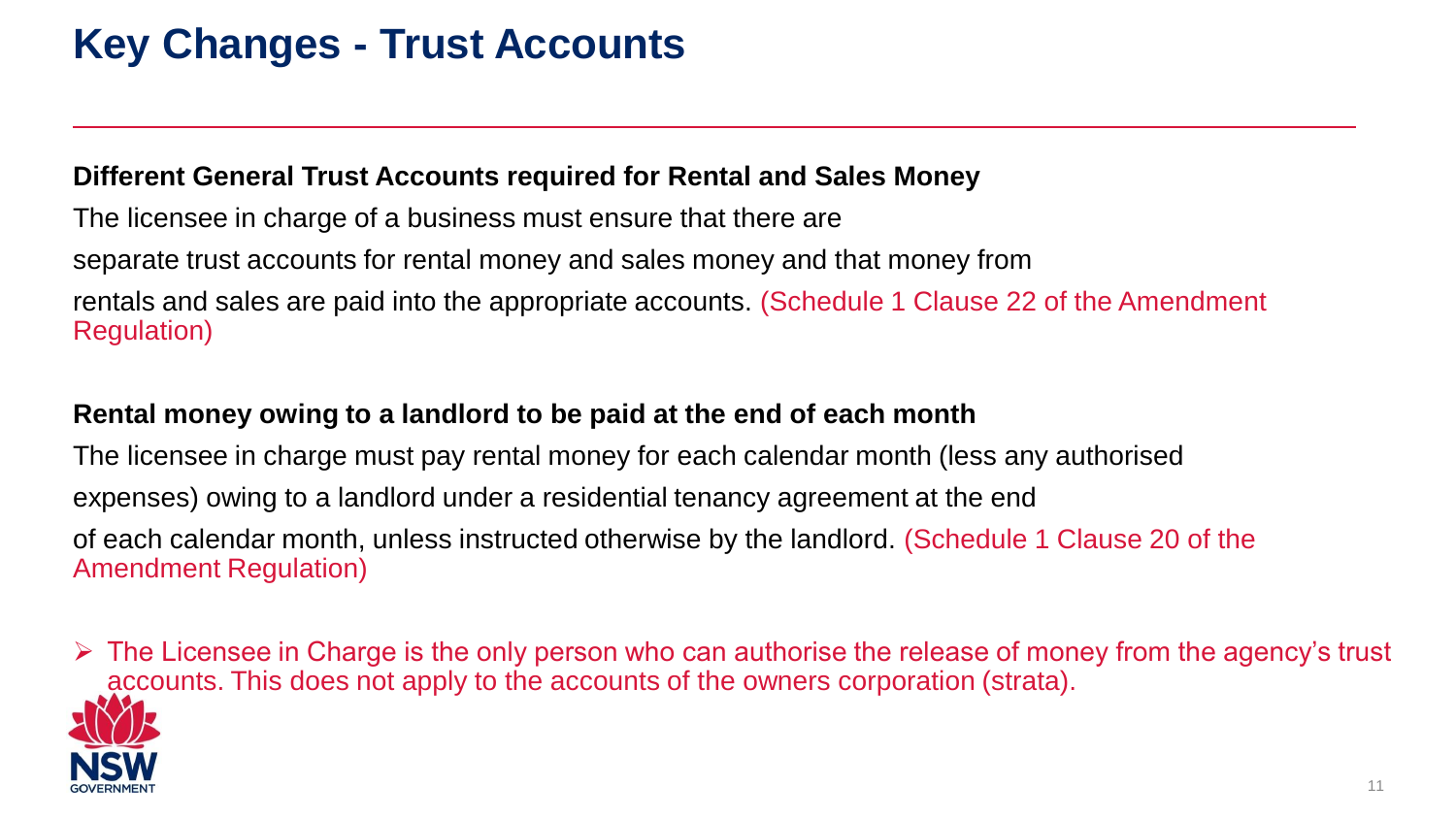# Key Changes - Trust Accounts

**Different General Trust Accounts required for Rental and Sales Money**

The licensee in charge of a business must ensure that there are separate trust accounts for rental money and sales money and that money from rentals and sales are paid into the appropriate accounts. (Schedule 1 Clause 22 of the Amendment Regulation)

**Rental money owing to a landlord to be paid at the end of each month**

The licensee in charge must pay rental money for each calendar month (less any authorised expenses) owing to a landlord under a residential tenancy agreement at the end of each calendar month, unless instructed otherwise by the landlord. (Schedule 1 Clause 20 of the Amendment Regulation)

- The Licensee in Charge is the only person who can authorise the release of money from the agency's trust accounts. This does not apply to the accounts of the owners corporation (strata).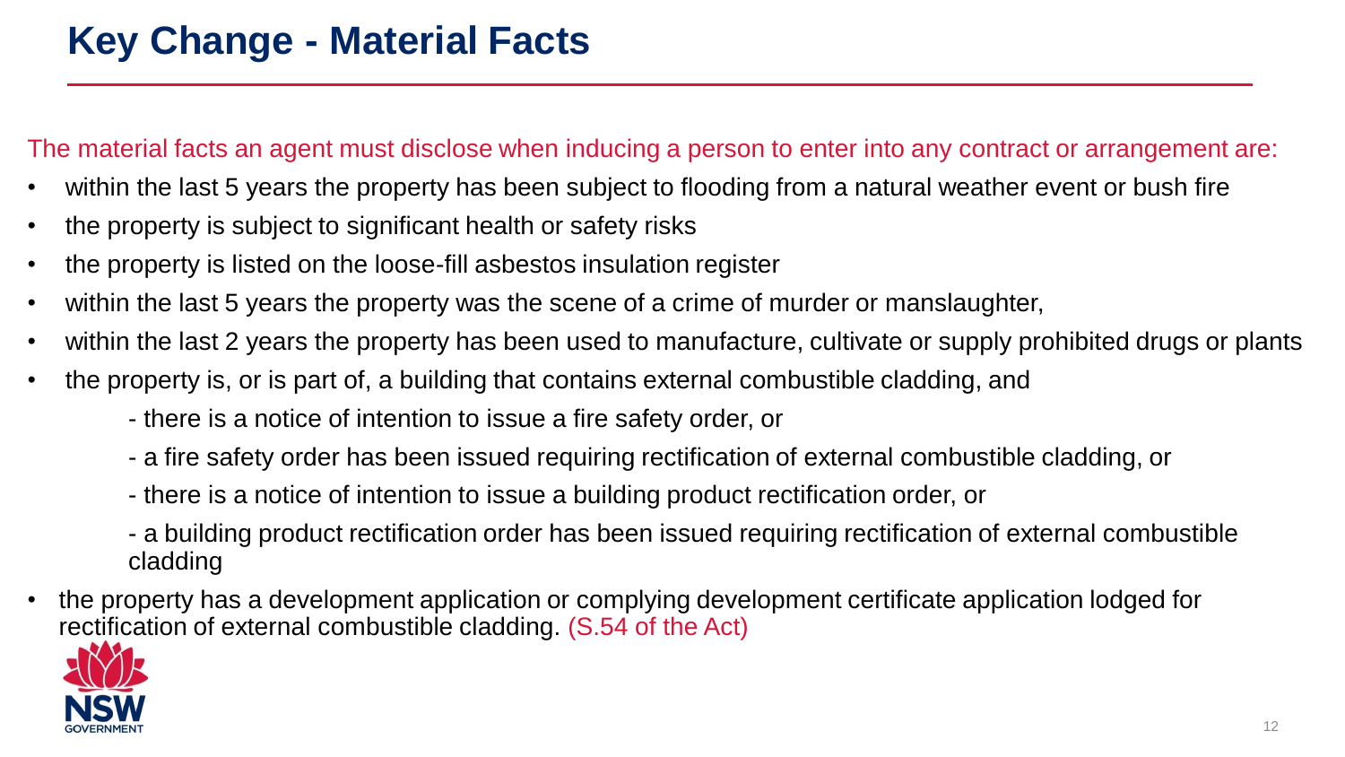# Key Change - Material Facts

The material facts an agent must disclose when inducing a person to enter into any contract or arrangement are:

- within the last 5 years the property has been subject to flooding from a natural weather event or bush fire
- the property is subject to significant health or safety risks
- the property is listed on the loose-fill asbestos insulation register
- within the last 5 years the property was the scene of a crime of murder or manslaughter,
- within the last 2 years the property has been used to manufacture, cultivate or supply prohibited drugs or plants
- the property is, or is part of, a building that contains external combustible cladding, and
  - there is a notice of intention to issue a fire safety order, or
  - a fire safety order has been issued requiring rectification of external combustible cladding, or
  - there is a notice of intention to issue a building product rectification order, or
  - a building product rectification order has been issued requiring rectification of external combustible cladding
- the property has a development application or complying development certificate application lodged for rectification of external combustible cladding. (S.54 of the Act)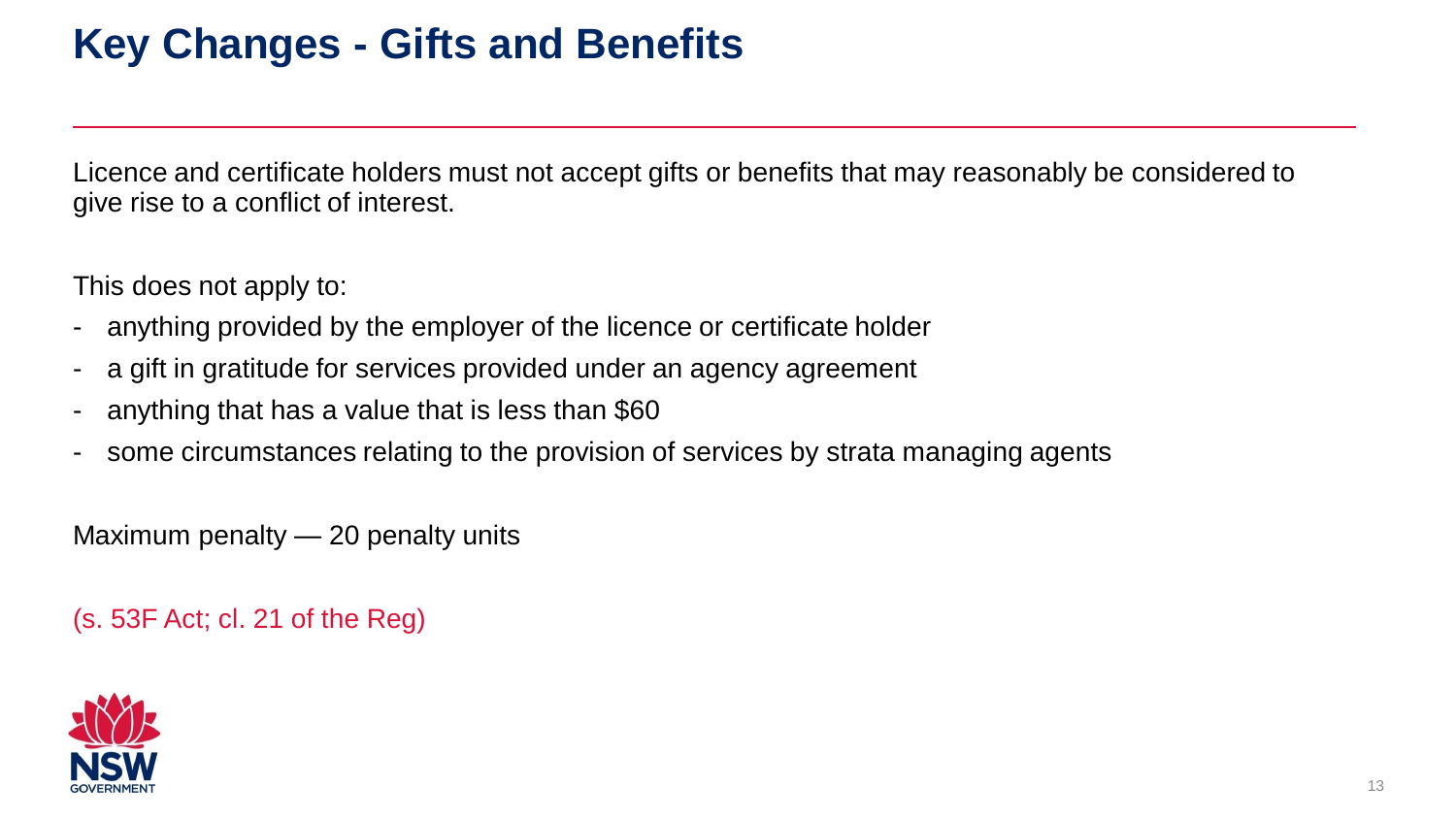# Key Changes - Gifts and Benefits

Licence and certificate holders must not accept gifts or benefits that may reasonably be considered to give rise to a conflict of interest.

This does not apply to:

- anything provided by the employer of the licence or certificate holder
- a gift in gratitude for services provided under an agency agreement
- anything that has a value that is less than $60
- some circumstances relating to the provision of services by strata managing agents

Maximum penalty — 20 penalty units

(s. 53F Act; cl. 21 of the Reg)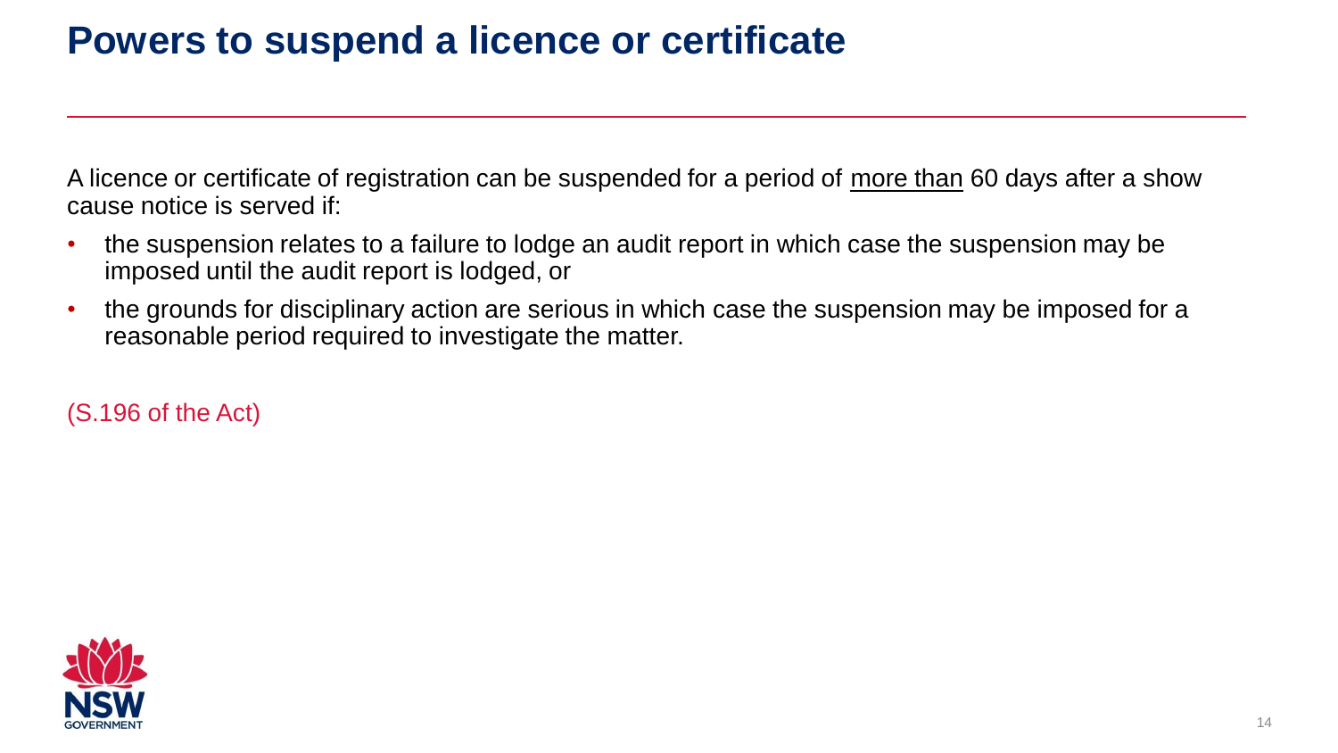# Powers to suspend a licence or certificate

A licence or certificate of registration can be suspended for a period of <u>more than</u> 60 days after a show cause notice is served if:

- the suspension relates to a failure to lodge an audit report in which case the suspension may be imposed until the audit report is lodged, or
- the grounds for disciplinary action are serious in which case the suspension may be imposed for a reasonable period required to investigate the matter.

(S.196 of the Act)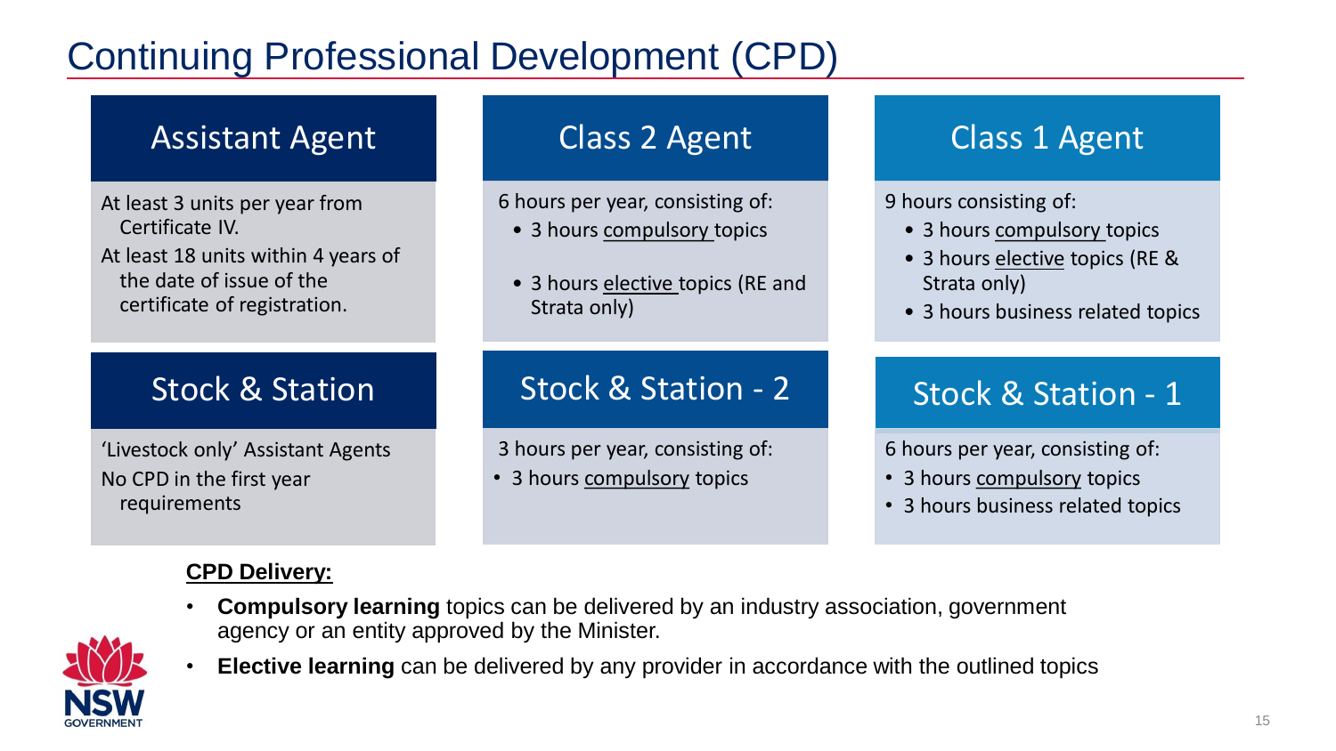# Continuing Professional Development (CPD)

## Assistant Agent

At least 3 units per year from Certificate IV.

At least 18 units within 4 years of the date of issue of the certificate of registration.

## Class 2 Agent

6 hours per year, consisting of:

- 3 hours compulsory topics
- 3 hours elective topics (RE and Strata only)

## Class 1 Agent

9 hours consisting of:

- 3 hours compulsory topics
- 3 hours elective topics (RE & Strata only)
- 3 hours business related topics

## Stock & Station

'Livestock only' Assistant Agents

No CPD in the first year requirements

## Stock & Station - 2

3 hours per year, consisting of:

- 3 hours compulsory topics

## Stock & Station - 1

6 hours per year, consisting of:

- 3 hours compulsory topics
- 3 hours business related topics

**CPD Delivery:**

- **Compulsory learning** topics can be delivered by an industry association, government agency or an entity approved by the Minister.
- **Elective learning** can be delivered by any provider in accordance with the outlined topics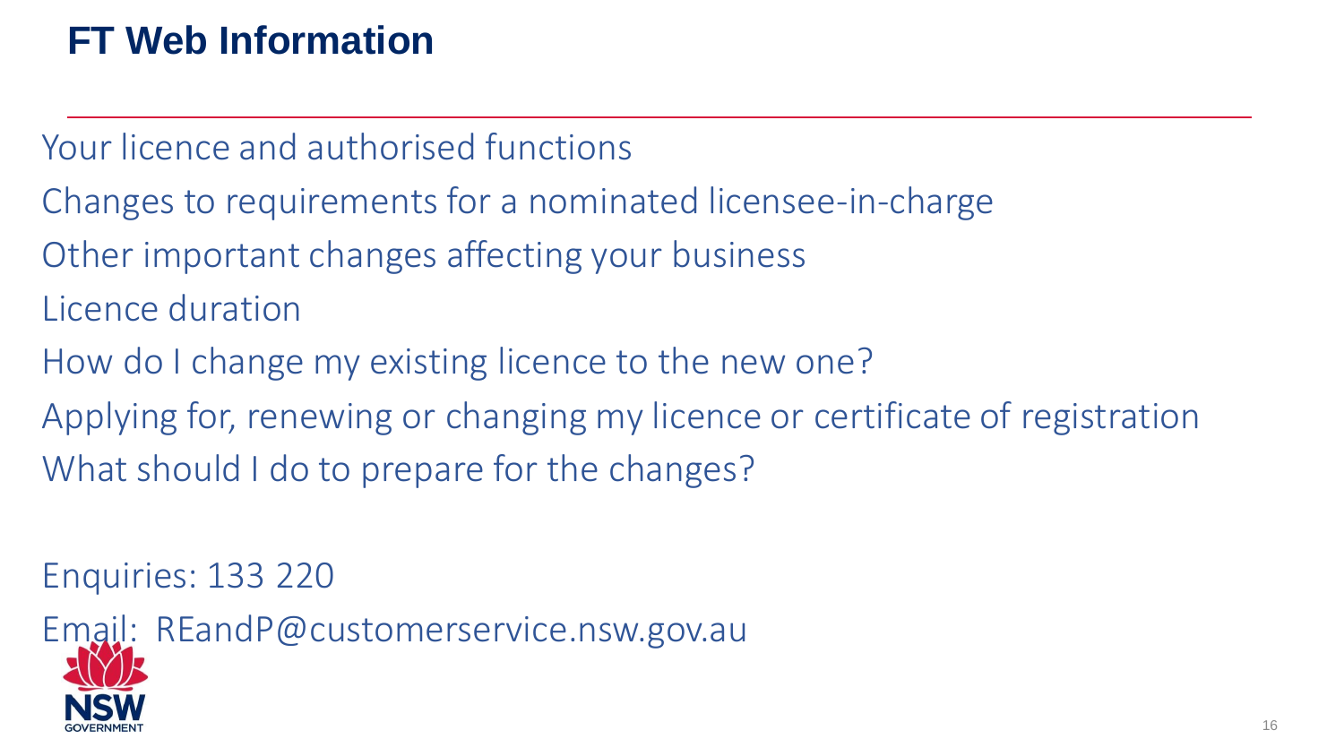# FT Web Information

Your licence and authorised functions

Changes to requirements for a nominated licensee-in-charge

Other important changes affecting your business

Licence duration

How do I change my existing licence to the new one?

Applying for, renewing or changing my licence or certificate of registration

What should I do to prepare for the changes?

Enquiries: 133 220

Email: REandP@customerservice.nsw.gov.au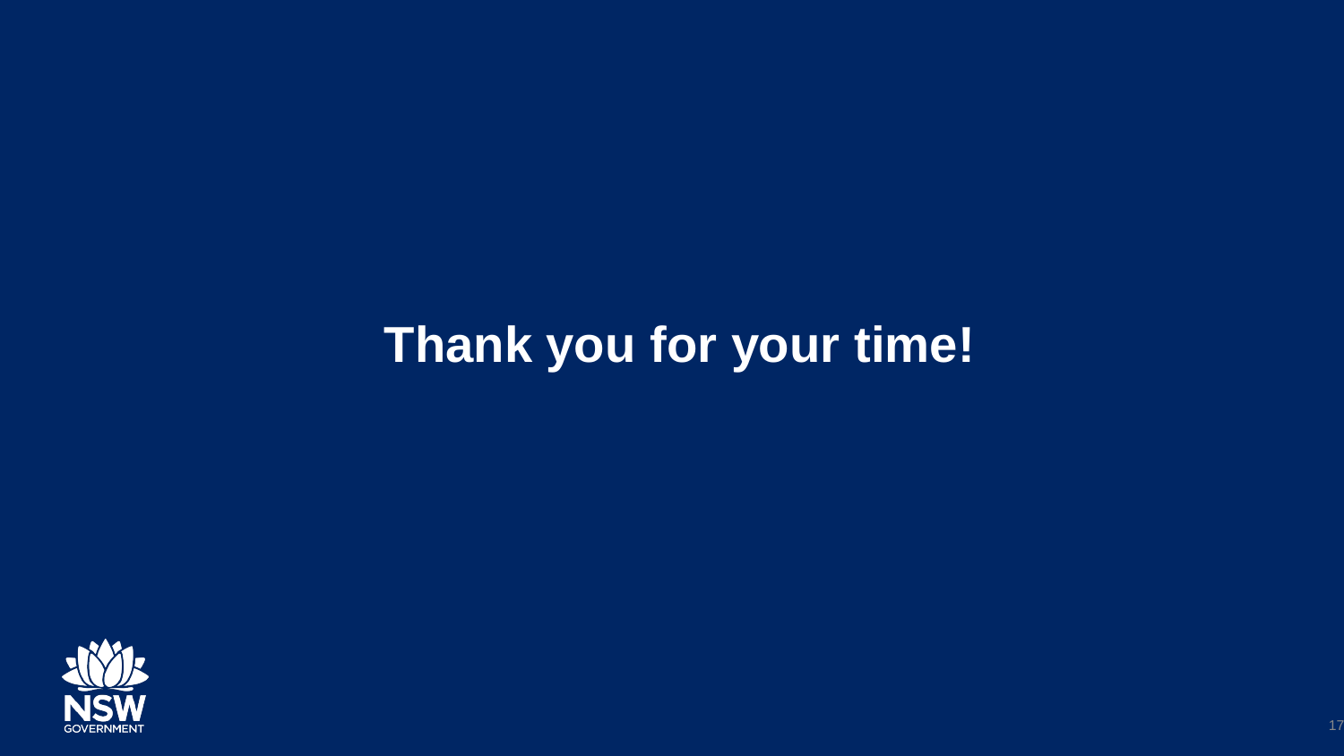# Thank you for your time!